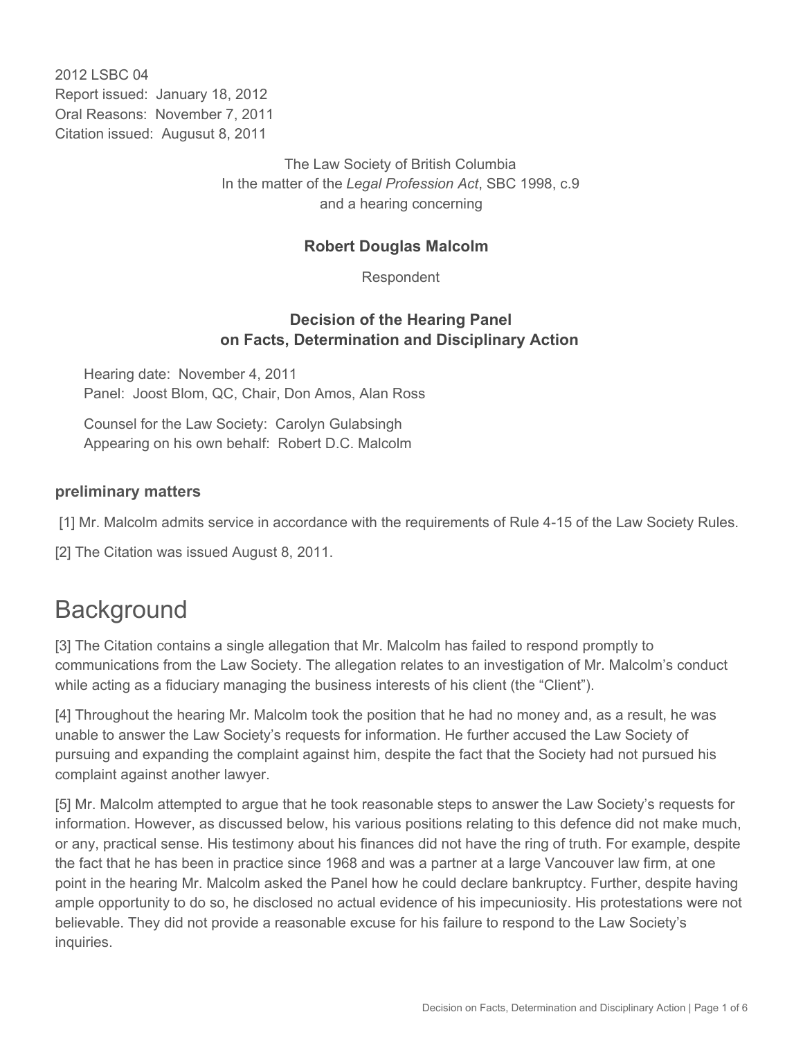2012 LSBC 04
Report issued: January 18, 2012
Oral Reasons: November 7, 2011
Citation issued: Augusut 8, 2011

The Law Society of British Columbia
In the matter of the *Legal Profession Act*, SBC 1998, c.9
and a hearing concerning

**Robert Douglas Malcolm**

Respondent

**Decision of the Hearing Panel**
**on Facts, Determination and Disciplinary Action**

Hearing date: November 4, 2011
Panel: Joost Blom, QC, Chair, Don Amos, Alan Ross

Counsel for the Law Society: Carolyn Gulabsingh
Appearing on his own behalf: Robert D.C. Malcolm

### preliminary matters

[1] Mr. Malcolm admits service in accordance with the requirements of Rule 4-15 of the Law Society Rules.

[2] The Citation was issued August 8, 2011.

# Background

[3] The Citation contains a single allegation that Mr. Malcolm has failed to respond promptly to communications from the Law Society. The allegation relates to an investigation of Mr. Malcolm's conduct while acting as a fiduciary managing the business interests of his client (the "Client").

[4] Throughout the hearing Mr. Malcolm took the position that he had no money and, as a result, he was unable to answer the Law Society's requests for information. He further accused the Law Society of pursuing and expanding the complaint against him, despite the fact that the Society had not pursued his complaint against another lawyer.

[5] Mr. Malcolm attempted to argue that he took reasonable steps to answer the Law Society's requests for information. However, as discussed below, his various positions relating to this defence did not make much, or any, practical sense. His testimony about his finances did not have the ring of truth. For example, despite the fact that he has been in practice since 1968 and was a partner at a large Vancouver law firm, at one point in the hearing Mr. Malcolm asked the Panel how he could declare bankruptcy. Further, despite having ample opportunity to do so, he disclosed no actual evidence of his impecuniosity. His protestations were not believable. They did not provide a reasonable excuse for his failure to respond to the Law Society's inquiries.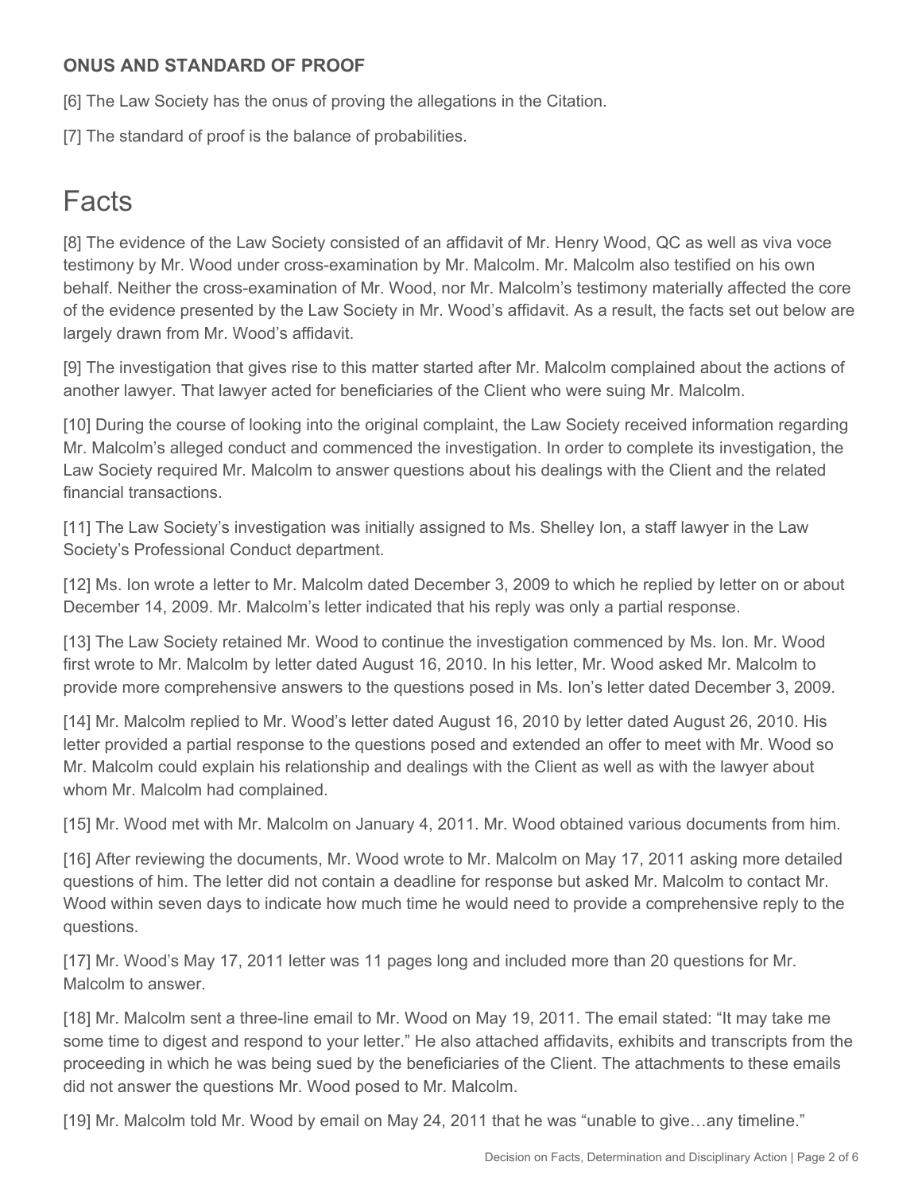### ONUS AND STANDARD OF PROOF

[6] The Law Society has the onus of proving the allegations in the Citation.

[7] The standard of proof is the balance of probabilities.

# Facts

[8] The evidence of the Law Society consisted of an affidavit of Mr. Henry Wood, QC as well as viva voce testimony by Mr. Wood under cross-examination by Mr. Malcolm. Mr. Malcolm also testified on his own behalf. Neither the cross-examination of Mr. Wood, nor Mr. Malcolm's testimony materially affected the core of the evidence presented by the Law Society in Mr. Wood's affidavit. As a result, the facts set out below are largely drawn from Mr. Wood's affidavit.

[9] The investigation that gives rise to this matter started after Mr. Malcolm complained about the actions of another lawyer. That lawyer acted for beneficiaries of the Client who were suing Mr. Malcolm.

[10] During the course of looking into the original complaint, the Law Society received information regarding Mr. Malcolm's alleged conduct and commenced the investigation. In order to complete its investigation, the Law Society required Mr. Malcolm to answer questions about his dealings with the Client and the related financial transactions.

[11] The Law Society's investigation was initially assigned to Ms. Shelley Ion, a staff lawyer in the Law Society's Professional Conduct department.

[12] Ms. Ion wrote a letter to Mr. Malcolm dated December 3, 2009 to which he replied by letter on or about December 14, 2009. Mr. Malcolm's letter indicated that his reply was only a partial response.

[13] The Law Society retained Mr. Wood to continue the investigation commenced by Ms. Ion. Mr. Wood first wrote to Mr. Malcolm by letter dated August 16, 2010. In his letter, Mr. Wood asked Mr. Malcolm to provide more comprehensive answers to the questions posed in Ms. Ion's letter dated December 3, 2009.

[14] Mr. Malcolm replied to Mr. Wood's letter dated August 16, 2010 by letter dated August 26, 2010. His letter provided a partial response to the questions posed and extended an offer to meet with Mr. Wood so Mr. Malcolm could explain his relationship and dealings with the Client as well as with the lawyer about whom Mr. Malcolm had complained.

[15] Mr. Wood met with Mr. Malcolm on January 4, 2011. Mr. Wood obtained various documents from him.

[16] After reviewing the documents, Mr. Wood wrote to Mr. Malcolm on May 17, 2011 asking more detailed questions of him. The letter did not contain a deadline for response but asked Mr. Malcolm to contact Mr. Wood within seven days to indicate how much time he would need to provide a comprehensive reply to the questions.

[17] Mr. Wood's May 17, 2011 letter was 11 pages long and included more than 20 questions for Mr. Malcolm to answer.

[18] Mr. Malcolm sent a three-line email to Mr. Wood on May 19, 2011. The email stated: "It may take me some time to digest and respond to your letter." He also attached affidavits, exhibits and transcripts from the proceeding in which he was being sued by the beneficiaries of the Client. The attachments to these emails did not answer the questions Mr. Wood posed to Mr. Malcolm.

[19] Mr. Malcolm told Mr. Wood by email on May 24, 2011 that he was "unable to give…any timeline."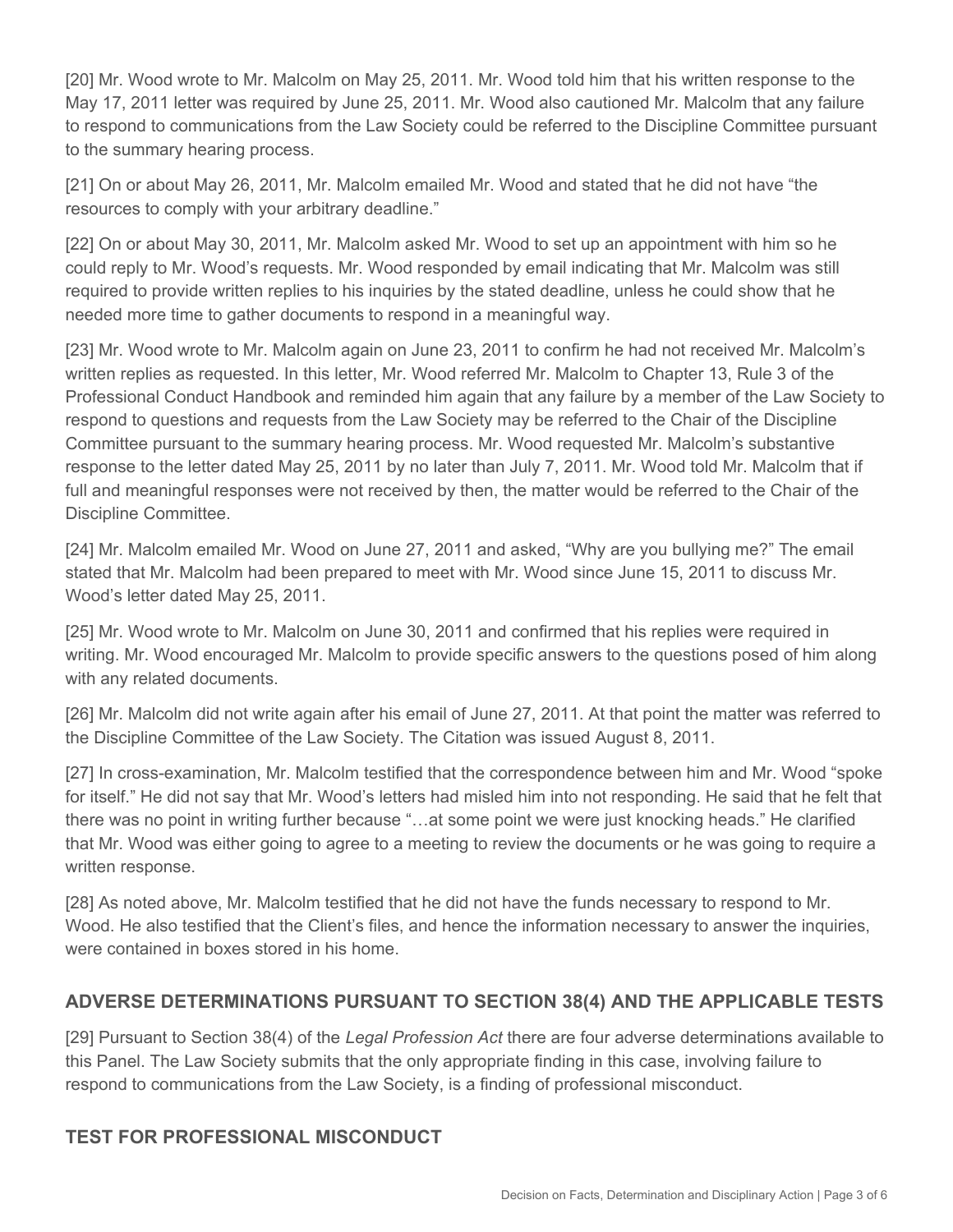[20] Mr. Wood wrote to Mr. Malcolm on May 25, 2011. Mr. Wood told him that his written response to the May 17, 2011 letter was required by June 25, 2011. Mr. Wood also cautioned Mr. Malcolm that any failure to respond to communications from the Law Society could be referred to the Discipline Committee pursuant to the summary hearing process.

[21] On or about May 26, 2011, Mr. Malcolm emailed Mr. Wood and stated that he did not have "the resources to comply with your arbitrary deadline."

[22] On or about May 30, 2011, Mr. Malcolm asked Mr. Wood to set up an appointment with him so he could reply to Mr. Wood's requests. Mr. Wood responded by email indicating that Mr. Malcolm was still required to provide written replies to his inquiries by the stated deadline, unless he could show that he needed more time to gather documents to respond in a meaningful way.

[23] Mr. Wood wrote to Mr. Malcolm again on June 23, 2011 to confirm he had not received Mr. Malcolm's written replies as requested. In this letter, Mr. Wood referred Mr. Malcolm to Chapter 13, Rule 3 of the Professional Conduct Handbook and reminded him again that any failure by a member of the Law Society to respond to questions and requests from the Law Society may be referred to the Chair of the Discipline Committee pursuant to the summary hearing process. Mr. Wood requested Mr. Malcolm's substantive response to the letter dated May 25, 2011 by no later than July 7, 2011. Mr. Wood told Mr. Malcolm that if full and meaningful responses were not received by then, the matter would be referred to the Chair of the Discipline Committee.

[24] Mr. Malcolm emailed Mr. Wood on June 27, 2011 and asked, "Why are you bullying me?" The email stated that Mr. Malcolm had been prepared to meet with Mr. Wood since June 15, 2011 to discuss Mr. Wood's letter dated May 25, 2011.

[25] Mr. Wood wrote to Mr. Malcolm on June 30, 2011 and confirmed that his replies were required in writing. Mr. Wood encouraged Mr. Malcolm to provide specific answers to the questions posed of him along with any related documents.

[26] Mr. Malcolm did not write again after his email of June 27, 2011. At that point the matter was referred to the Discipline Committee of the Law Society. The Citation was issued August 8, 2011.

[27] In cross-examination, Mr. Malcolm testified that the correspondence between him and Mr. Wood "spoke for itself." He did not say that Mr. Wood's letters had misled him into not responding. He said that he felt that there was no point in writing further because "…at some point we were just knocking heads." He clarified that Mr. Wood was either going to agree to a meeting to review the documents or he was going to require a written response.

[28] As noted above, Mr. Malcolm testified that he did not have the funds necessary to respond to Mr. Wood. He also testified that the Client's files, and hence the information necessary to answer the inquiries, were contained in boxes stored in his home.

## ADVERSE DETERMINATIONS PURSUANT TO SECTION 38(4) AND THE APPLICABLE TESTS

[29] Pursuant to Section 38(4) of the *Legal Profession Act* there are four adverse determinations available to this Panel. The Law Society submits that the only appropriate finding in this case, involving failure to respond to communications from the Law Society, is a finding of professional misconduct.

## TEST FOR PROFESSIONAL MISCONDUCT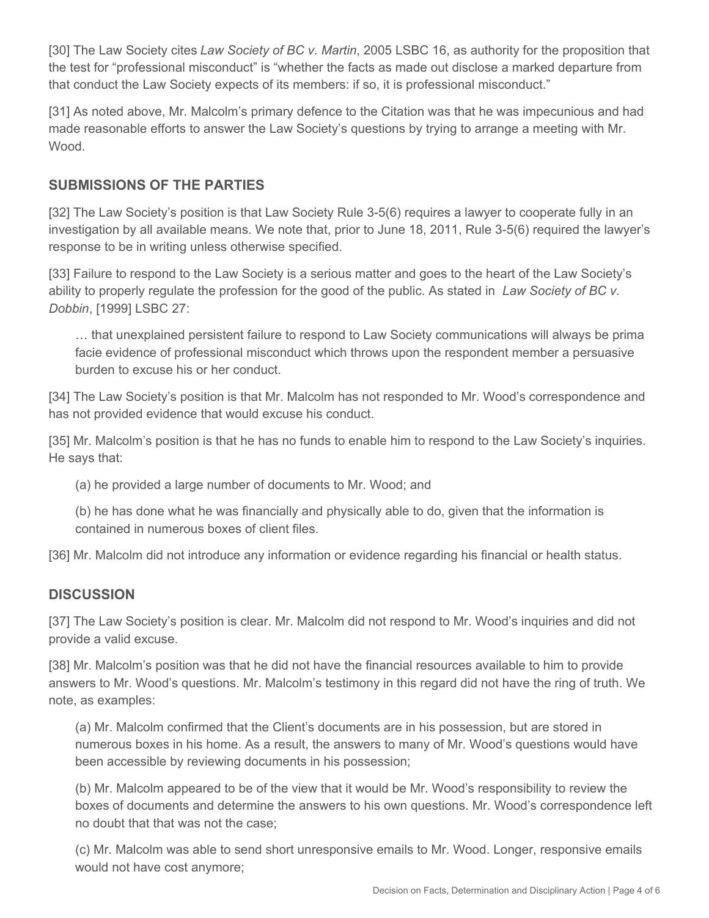[30] The Law Society cites *Law Society of BC v. Martin*, 2005 LSBC 16, as authority for the proposition that the test for "professional misconduct" is "whether the facts as made out disclose a marked departure from that conduct the Law Society expects of its members: if so, it is professional misconduct."

[31] As noted above, Mr. Malcolm's primary defence to the Citation was that he was impecunious and had made reasonable efforts to answer the Law Society's questions by trying to arrange a meeting with Mr. Wood.

## SUBMISSIONS OF THE PARTIES

[32] The Law Society's position is that Law Society Rule 3-5(6) requires a lawyer to cooperate fully in an investigation by all available means. We note that, prior to June 18, 2011, Rule 3-5(6) required the lawyer's response to be in writing unless otherwise specified.

[33] Failure to respond to the Law Society is a serious matter and goes to the heart of the Law Society's ability to properly regulate the profession for the good of the public. As stated in *Law Society of BC v. Dobbin*, [1999] LSBC 27:

> … that unexplained persistent failure to respond to Law Society communications will always be prima facie evidence of professional misconduct which throws upon the respondent member a persuasive burden to excuse his or her conduct.

[34] The Law Society's position is that Mr. Malcolm has not responded to Mr. Wood's correspondence and has not provided evidence that would excuse his conduct.

[35] Mr. Malcolm's position is that he has no funds to enable him to respond to the Law Society's inquiries. He says that:

(a) he provided a large number of documents to Mr. Wood; and

(b) he has done what he was financially and physically able to do, given that the information is contained in numerous boxes of client files.

[36] Mr. Malcolm did not introduce any information or evidence regarding his financial or health status.

## DISCUSSION

[37] The Law Society's position is clear. Mr. Malcolm did not respond to Mr. Wood's inquiries and did not provide a valid excuse.

[38] Mr. Malcolm's position was that he did not have the financial resources available to him to provide answers to Mr. Wood's questions. Mr. Malcolm's testimony in this regard did not have the ring of truth. We note, as examples:

(a) Mr. Malcolm confirmed that the Client's documents are in his possession, but are stored in numerous boxes in his home. As a result, the answers to many of Mr. Wood's questions would have been accessible by reviewing documents in his possession;

(b) Mr. Malcolm appeared to be of the view that it would be Mr. Wood's responsibility to review the boxes of documents and determine the answers to his own questions. Mr. Wood's correspondence left no doubt that that was not the case;

(c) Mr. Malcolm was able to send short unresponsive emails to Mr. Wood. Longer, responsive emails would not have cost anymore;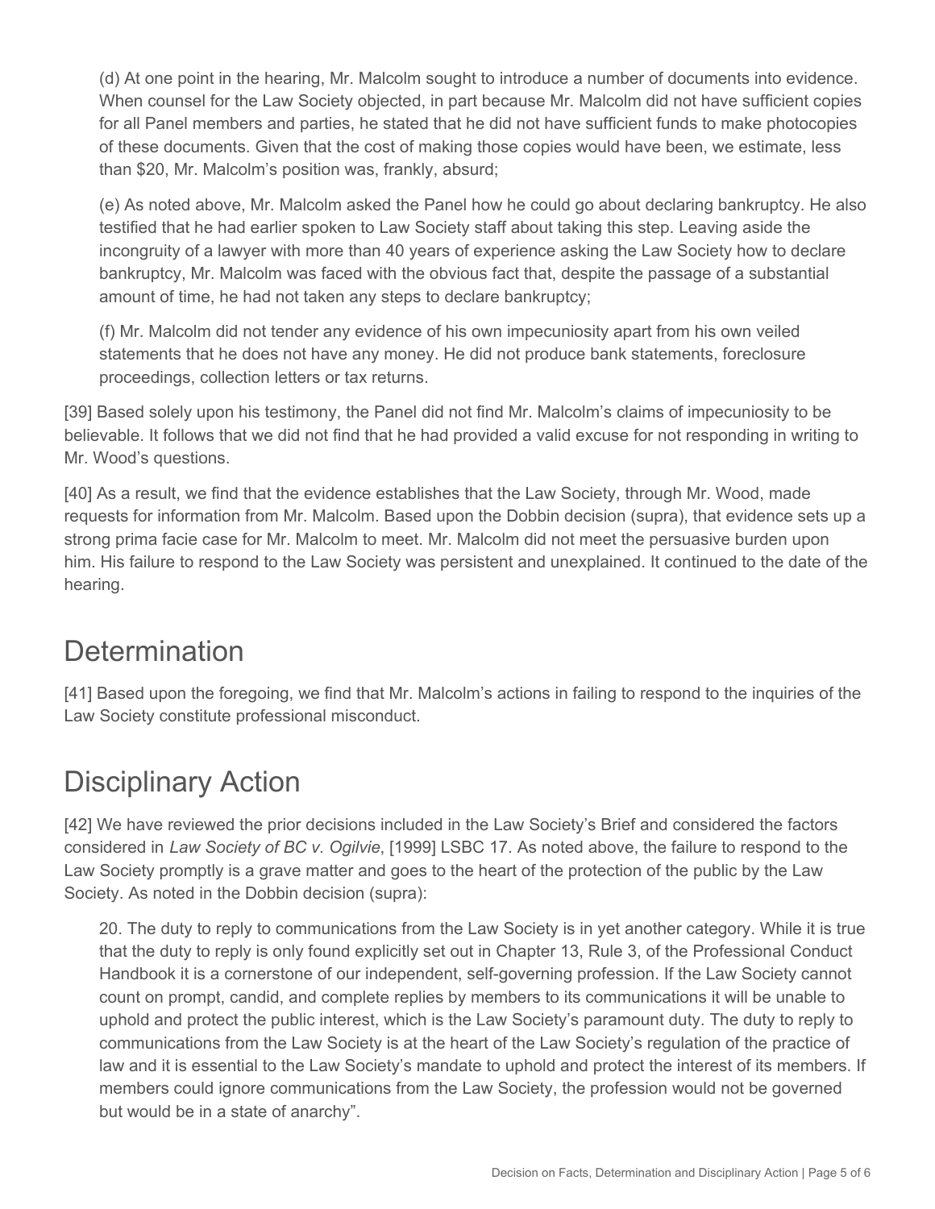(d) At one point in the hearing, Mr. Malcolm sought to introduce a number of documents into evidence. When counsel for the Law Society objected, in part because Mr. Malcolm did not have sufficient copies for all Panel members and parties, he stated that he did not have sufficient funds to make photocopies of these documents. Given that the cost of making those copies would have been, we estimate, less than $20, Mr. Malcolm's position was, frankly, absurd;

(e) As noted above, Mr. Malcolm asked the Panel how he could go about declaring bankruptcy. He also testified that he had earlier spoken to Law Society staff about taking this step. Leaving aside the incongruity of a lawyer with more than 40 years of experience asking the Law Society how to declare bankruptcy, Mr. Malcolm was faced with the obvious fact that, despite the passage of a substantial amount of time, he had not taken any steps to declare bankruptcy;

(f) Mr. Malcolm did not tender any evidence of his own impecuniosity apart from his own veiled statements that he does not have any money. He did not produce bank statements, foreclosure proceedings, collection letters or tax returns.

[39] Based solely upon his testimony, the Panel did not find Mr. Malcolm's claims of impecuniosity to be believable. It follows that we did not find that he had provided a valid excuse for not responding in writing to Mr. Wood's questions.

[40] As a result, we find that the evidence establishes that the Law Society, through Mr. Wood, made requests for information from Mr. Malcolm. Based upon the Dobbin decision (supra), that evidence sets up a strong prima facie case for Mr. Malcolm to meet. Mr. Malcolm did not meet the persuasive burden upon him. His failure to respond to the Law Society was persistent and unexplained. It continued to the date of the hearing.

# Determination

[41] Based upon the foregoing, we find that Mr. Malcolm's actions in failing to respond to the inquiries of the Law Society constitute professional misconduct.

# Disciplinary Action

[42] We have reviewed the prior decisions included in the Law Society's Brief and considered the factors considered in *Law Society of BC v. Ogilvie*, [1999] LSBC 17. As noted above, the failure to respond to the Law Society promptly is a grave matter and goes to the heart of the protection of the public by the Law Society. As noted in the Dobbin decision (supra):

> 20. The duty to reply to communications from the Law Society is in yet another category. While it is true that the duty to reply is only found explicitly set out in Chapter 13, Rule 3, of the Professional Conduct Handbook it is a cornerstone of our independent, self-governing profession. If the Law Society cannot count on prompt, candid, and complete replies by members to its communications it will be unable to uphold and protect the public interest, which is the Law Society's paramount duty. The duty to reply to communications from the Law Society is at the heart of the Law Society's regulation of the practice of law and it is essential to the Law Society's mandate to uphold and protect the interest of its members. If members could ignore communications from the Law Society, the profession would not be governed but would be in a state of anarchy".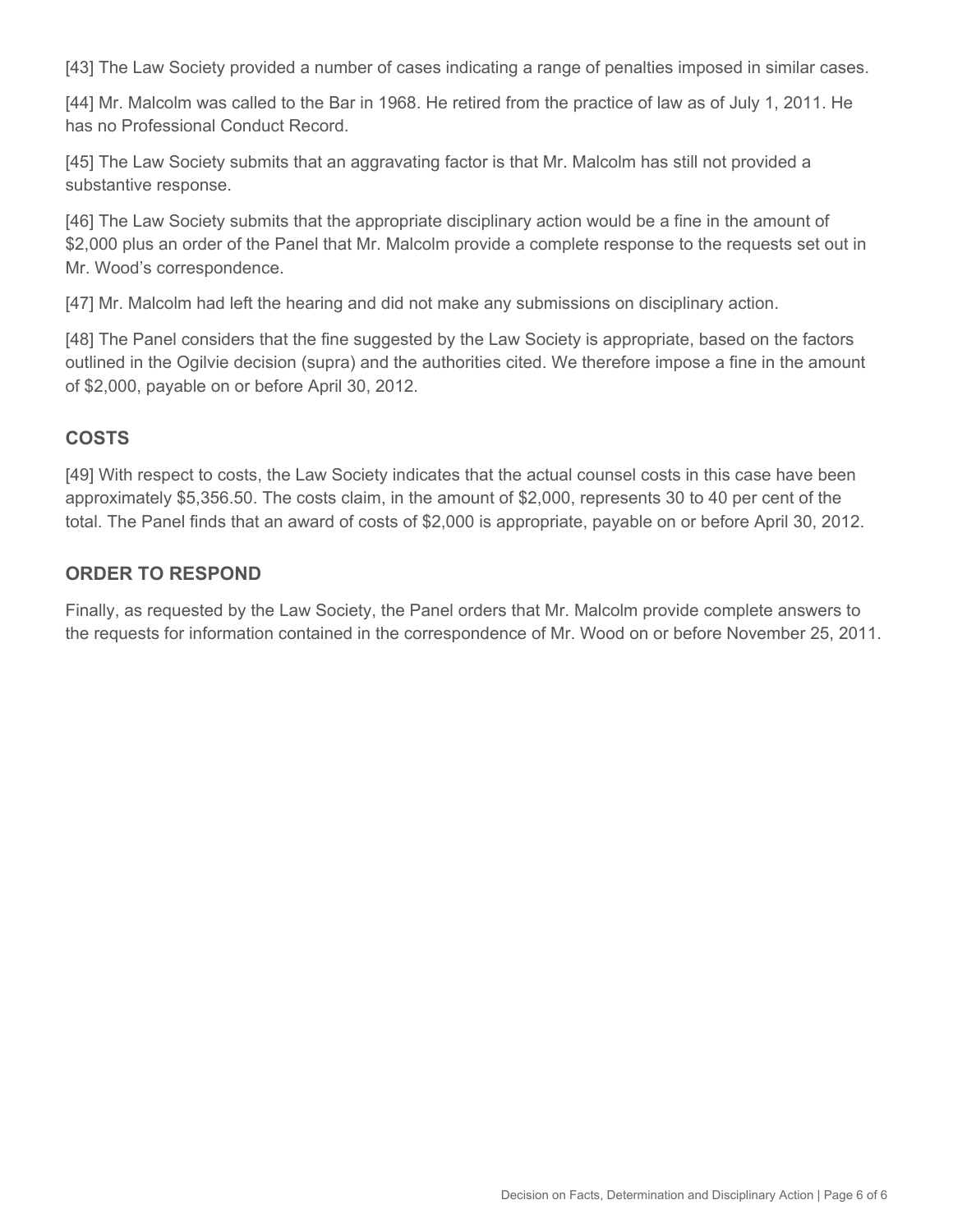[43] The Law Society provided a number of cases indicating a range of penalties imposed in similar cases.

[44] Mr. Malcolm was called to the Bar in 1968. He retired from the practice of law as of July 1, 2011. He has no Professional Conduct Record.

[45] The Law Society submits that an aggravating factor is that Mr. Malcolm has still not provided a substantive response.

[46] The Law Society submits that the appropriate disciplinary action would be a fine in the amount of $2,000 plus an order of the Panel that Mr. Malcolm provide a complete response to the requests set out in Mr. Wood's correspondence.

[47] Mr. Malcolm had left the hearing and did not make any submissions on disciplinary action.

[48] The Panel considers that the fine suggested by the Law Society is appropriate, based on the factors outlined in the Ogilvie decision (supra) and the authorities cited. We therefore impose a fine in the amount of $2,000, payable on or before April 30, 2012.

## COSTS

[49] With respect to costs, the Law Society indicates that the actual counsel costs in this case have been approximately $5,356.50. The costs claim, in the amount of $2,000, represents 30 to 40 per cent of the total. The Panel finds that an award of costs of $2,000 is appropriate, payable on or before April 30, 2012.

## ORDER TO RESPOND

Finally, as requested by the Law Society, the Panel orders that Mr. Malcolm provide complete answers to the requests for information contained in the correspondence of Mr. Wood on or before November 25, 2011.